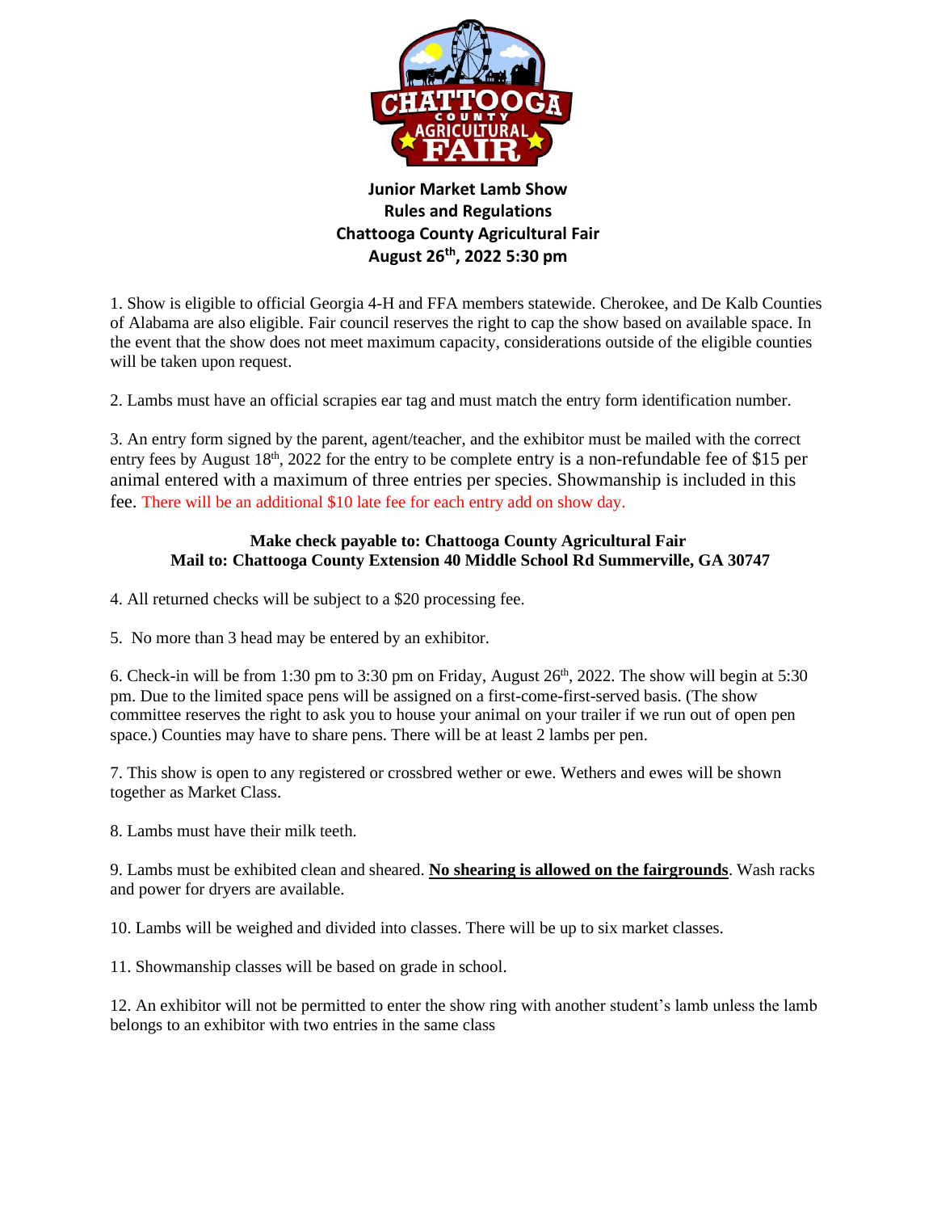# Junior Market Lamb Show
## Rules and Regulations
## Chattooga County Agricultural Fair
## August 26th, 2022 5:30 pm

1. Show is eligible to official Georgia 4-H and FFA members statewide. Cherokee, and De Kalb Counties of Alabama are also eligible. Fair council reserves the right to cap the show based on available space. In the event that the show does not meet maximum capacity, considerations outside of the eligible counties will be taken upon request.

2. Lambs must have an official scrapies ear tag and must match the entry form identification number.

3. An entry form signed by the parent, agent/teacher, and the exhibitor must be mailed with the correct entry fees by August 18th, 2022 for the entry to be complete entry is a non-refundable fee of $15 per animal entered with a maximum of three entries per species. Showmanship is included in this fee. There will be an additional $10 late fee for each entry add on show day.

**Make check payable to: Chattooga County Agricultural Fair**
**Mail to: Chattooga County Extension 40 Middle School Rd Summerville, GA 30747**

4. All returned checks will be subject to a $20 processing fee.

5. No more than 3 head may be entered by an exhibitor.

6. Check-in will be from 1:30 pm to 3:30 pm on Friday, August 26th, 2022. The show will begin at 5:30 pm. Due to the limited space pens will be assigned on a first-come-first-served basis. (The show committee reserves the right to ask you to house your animal on your trailer if we run out of open pen space.) Counties may have to share pens. There will be at least 2 lambs per pen.

7. This show is open to any registered or crossbred wether or ewe. Wethers and ewes will be shown together as Market Class.

8. Lambs must have their milk teeth.

9. Lambs must be exhibited clean and sheared. **No shearing is allowed on the fairgrounds**. Wash racks and power for dryers are available.

10. Lambs will be weighed and divided into classes. There will be up to six market classes.

11. Showmanship classes will be based on grade in school.

12. An exhibitor will not be permitted to enter the show ring with another student's lamb unless the lamb belongs to an exhibitor with two entries in the same class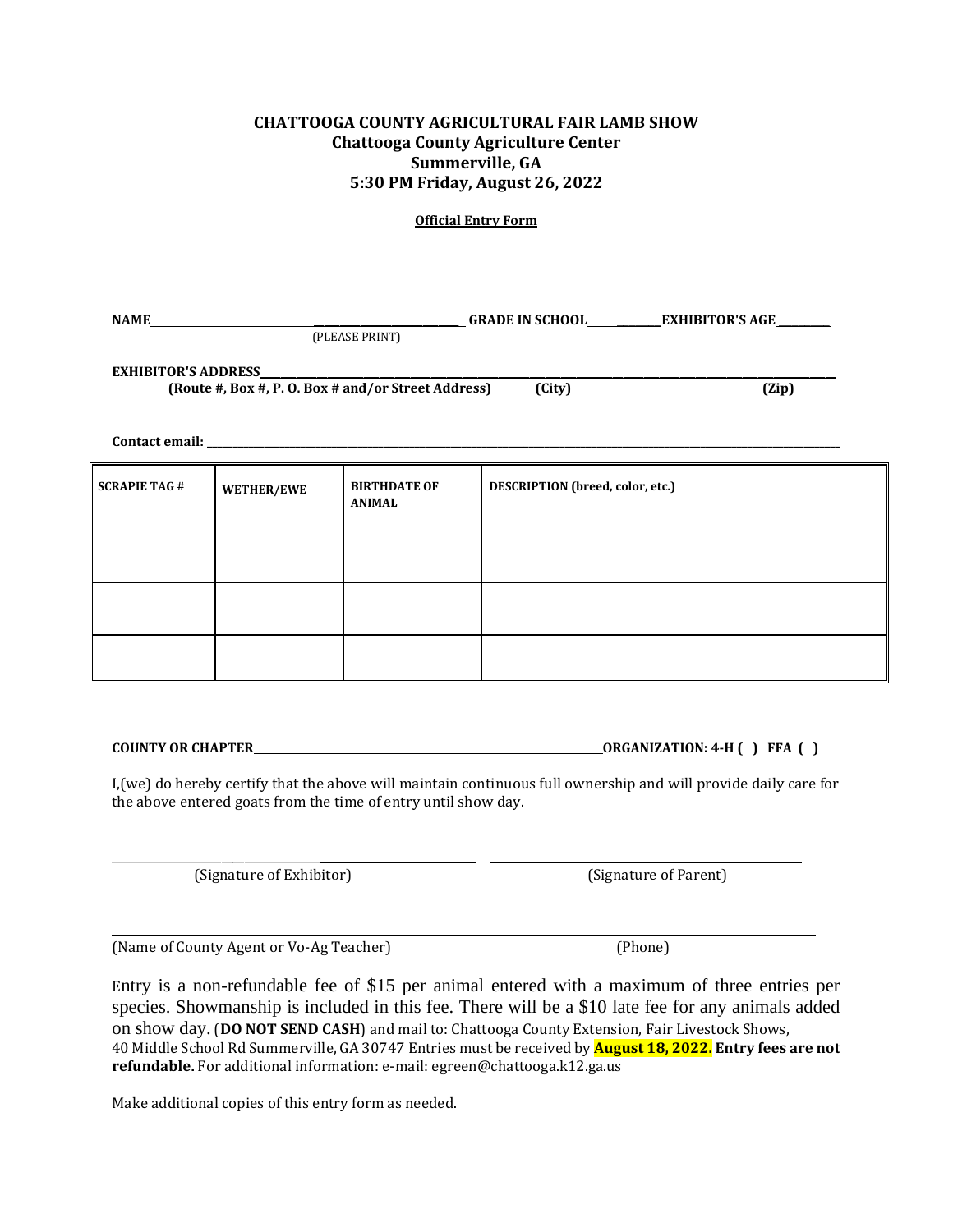**CHATTOOGA COUNTY AGRICULTURAL FAIR LAMB SHOW**
**Chattooga County Agriculture Center**
**Summerville, GA**
**5:30 PM Friday, August 26, 2022**

**Official Entry Form**

**NAME**\_\_\_\_\_\_\_\_\_\_\_\_\_\_\_\_\_\_\_\_\_\_\_\_\_\_\_\_\_\_\_\_\_\_\_\_\_\_\_\_ **GRADE IN SCHOOL**\_\_\_\_\_\_\_\_ **EXHIBITOR'S AGE**\_\_\_\_\_\_\_
(PLEASE PRINT)

**EXHIBITOR'S ADDRESS**\_\_\_\_\_\_\_\_\_\_\_\_\_\_\_\_\_\_\_\_\_\_\_\_\_\_\_\_\_\_\_\_\_\_\_\_\_\_\_\_\_\_\_\_\_\_\_\_\_\_\_\_\_\_\_\_\_\_\_\_\_\_\_\_
**(Route #, Box #, P. O. Box # and/or Street Address) (City) (Zip)**

**Contact email:** \_\_\_\_\_\_\_\_\_\_\_\_\_\_\_\_\_\_\_\_\_\_\_\_\_\_\_\_\_\_\_\_\_\_\_\_\_\_\_\_\_\_\_\_\_\_\_\_\_\_\_\_\_\_\_\_\_\_\_\_\_\_\_\_

| SCRAPIE TAG # | WETHER/EWE | BIRTHDATE OF ANIMAL | DESCRIPTION (breed, color, etc.) |
|---|---|---|---|
| | | | |
| | | | |
| | | | |

**COUNTY OR CHAPTER**\_\_\_\_\_\_\_\_\_\_\_\_\_\_\_\_\_\_\_\_\_\_\_\_\_\_\_\_\_\_\_\_\_\_\_\_\_\_\_\_\_\_\_\_\_\_ **ORGANIZATION: 4-H ( ) FFA ( )**

I,(we) do hereby certify that the above will maintain continuous full ownership and will provide daily care for the above entered goats from the time of entry until show day.

\_\_\_\_\_\_\_\_\_\_\_\_\_\_\_\_\_\_\_\_\_\_\_\_\_\_\_\_\_\_\_\_\_\_\_\_\_\_\_\_ \_\_\_\_\_\_\_\_\_\_\_\_\_\_\_\_\_\_\_\_\_\_\_\_\_\_\_\_\_\_\_\_\_\_\_\_\_\_\_\_
(Signature of Exhibitor) (Signature of Parent)

\_\_\_\_\_\_\_\_\_\_\_\_\_\_\_\_\_\_\_\_\_\_\_\_\_\_\_\_\_\_\_\_\_\_\_\_\_\_\_\_\_\_\_\_\_\_\_\_\_\_\_\_\_\_\_\_\_\_\_\_\_\_\_\_\_\_\_\_\_\_\_\_\_\_\_\_
(Name of County Agent or Vo-Ag Teacher) (Phone)

Entry is a non-refundable fee of $15 per animal entered with a maximum of three entries per species. Showmanship is included in this fee. There will be a $10 late fee for any animals added on show day. (**DO NOT SEND CASH**) and mail to: Chattooga County Extension, Fair Livestock Shows, 40 Middle School Rd Summerville, GA 30747 Entries must be received by **August 18, 2022. Entry fees are not refundable.** For additional information: e-mail: egreen@chattooga.k12.ga.us

Make additional copies of this entry form as needed.